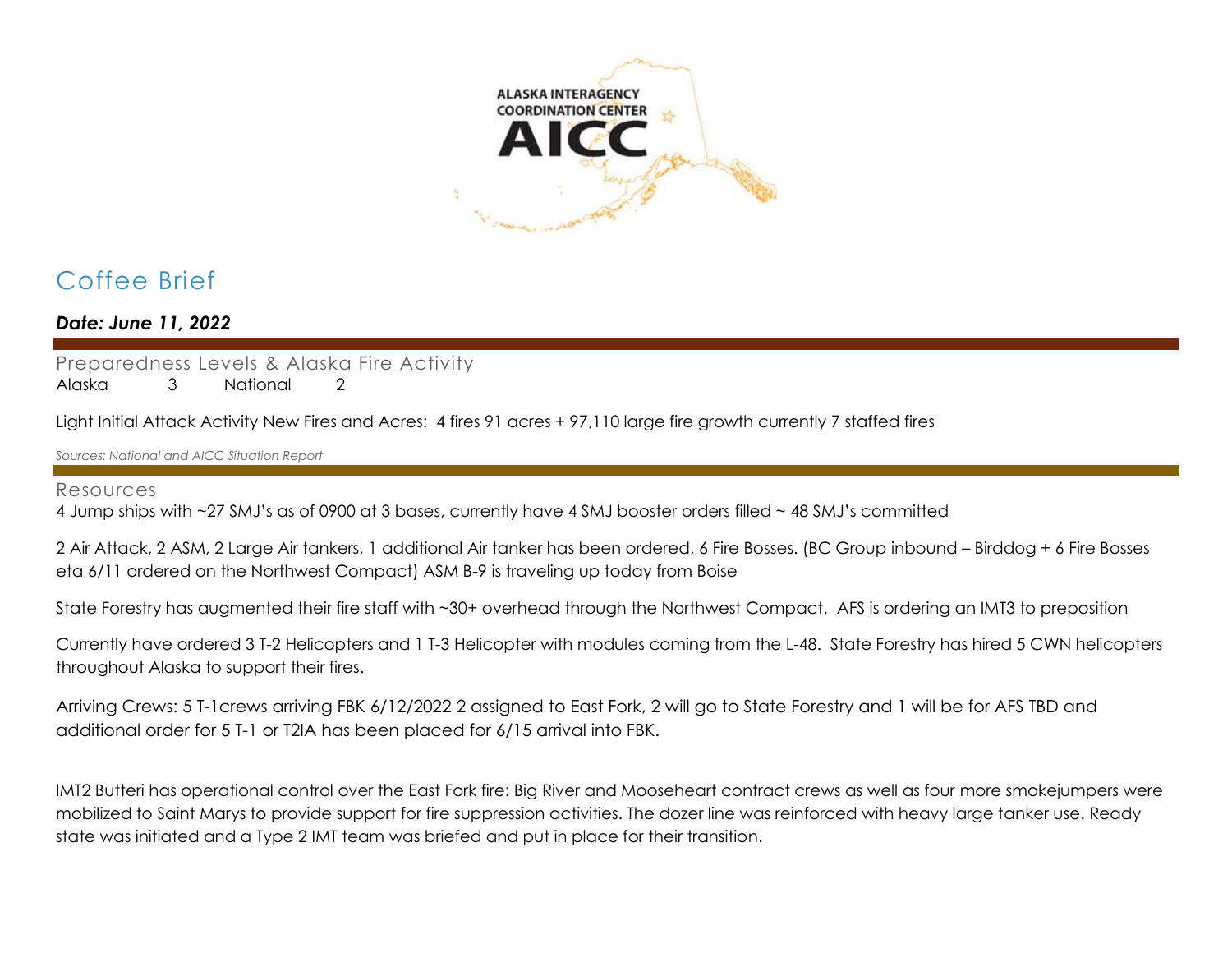ALASKA INTERAGENCY COORDINATION CENTER

AICC

# Coffee Brief

***Date: June 11, 2022***

## Preparedness Levels & Alaska Fire Activity

Alaska 3 National 2

Light Initial Attack Activity New Fires and Acres: 4 fires 91 acres + 97,110 large fire growth currently 7 staffed fires

*Sources: National and AICC Situation Report*

## Resources

4 Jump ships with ~27 SMJ's as of 0900 at 3 bases, currently have 4 SMJ booster orders filled ~ 48 SMJ's committed

2 Air Attack, 2 ASM, 2 Large Air tankers, 1 additional Air tanker has been ordered, 6 Fire Bosses. (BC Group inbound – Birddog + 6 Fire Bosses eta 6/11 ordered on the Northwest Compact) ASM B-9 is traveling up today from Boise

State Forestry has augmented their fire staff with ~30+ overhead through the Northwest Compact. AFS is ordering an IMT3 to preposition

Currently have ordered 3 T-2 Helicopters and 1 T-3 Helicopter with modules coming from the L-48. State Forestry has hired 5 CWN helicopters throughout Alaska to support their fires.

Arriving Crews: 5 T-1crews arriving FBK 6/12/2022 2 assigned to East Fork, 2 will go to State Forestry and 1 will be for AFS TBD and additional order for 5 T-1 or T2IA has been placed for 6/15 arrival into FBK.

IMT2 Butteri has operational control over the East Fork fire: Big River and Mooseheart contract crews as well as four more smokejumpers were mobilized to Saint Marys to provide support for fire suppression activities. The dozer line was reinforced with heavy large tanker use. Ready state was initiated and a Type 2 IMT team was briefed and put in place for their transition.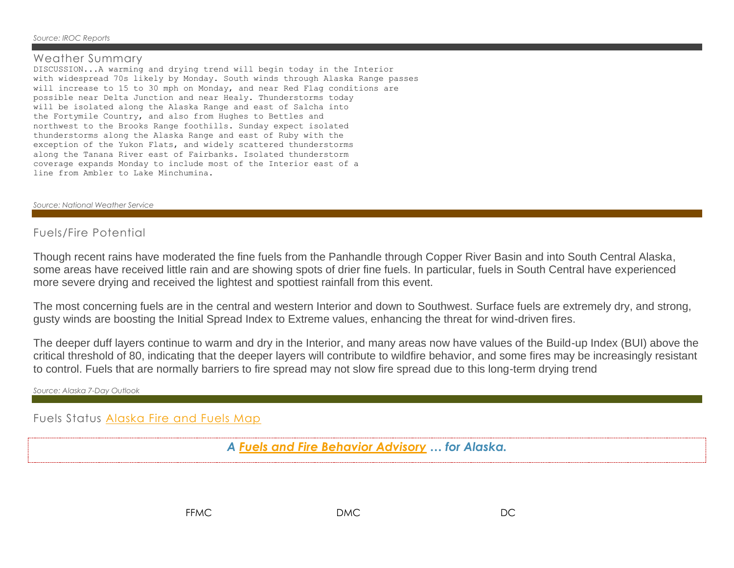*Source: IROC Reports*

## Weather Summary

```
DISCUSSION...A warming and drying trend will begin today in the Interior
with widespread 70s likely by Monday. South winds through Alaska Range passes
will increase to 15 to 30 mph on Monday, and near Red Flag conditions are
possible near Delta Junction and near Healy. Thunderstorms today
will be isolated along the Alaska Range and east of Salcha into
the Fortymile Country, and also from Hughes to Bettles and
northwest to the Brooks Range foothills. Sunday expect isolated
thunderstorms along the Alaska Range and east of Ruby with the
exception of the Yukon Flats, and widely scattered thunderstorms
along the Tanana River east of Fairbanks. Isolated thunderstorm
coverage expands Monday to include most of the Interior east of a
line from Ambler to Lake Minchumina.
```

*Source: National Weather Service*

## Fuels/Fire Potential

Though recent rains have moderated the fine fuels from the Panhandle through Copper River Basin and into South Central Alaska, some areas have received little rain and are showing spots of drier fine fuels. In particular, fuels in South Central have experienced more severe drying and received the lightest and spottiest rainfall from this event.

The most concerning fuels are in the central and western Interior and down to Southwest. Surface fuels are extremely dry, and strong, gusty winds are boosting the Initial Spread Index to Extreme values, enhancing the threat for wind-driven fires.

The deeper duff layers continue to warm and dry in the Interior, and many areas now have values of the Build-up Index (BUI) above the critical threshold of 80, indicating that the deeper layers will contribute to wildfire behavior, and some fires may be increasingly resistant to control. Fuels that are normally barriers to fire spread may not slow fire spread due to this long-term drying trend

*Source: Alaska 7-Day Outlook*

## Fuels Status [Alaska Fire and Fuels Map]

***A [Fuels and Fire Behavior Advisory] … for Alaska.***

FFMC DMC DC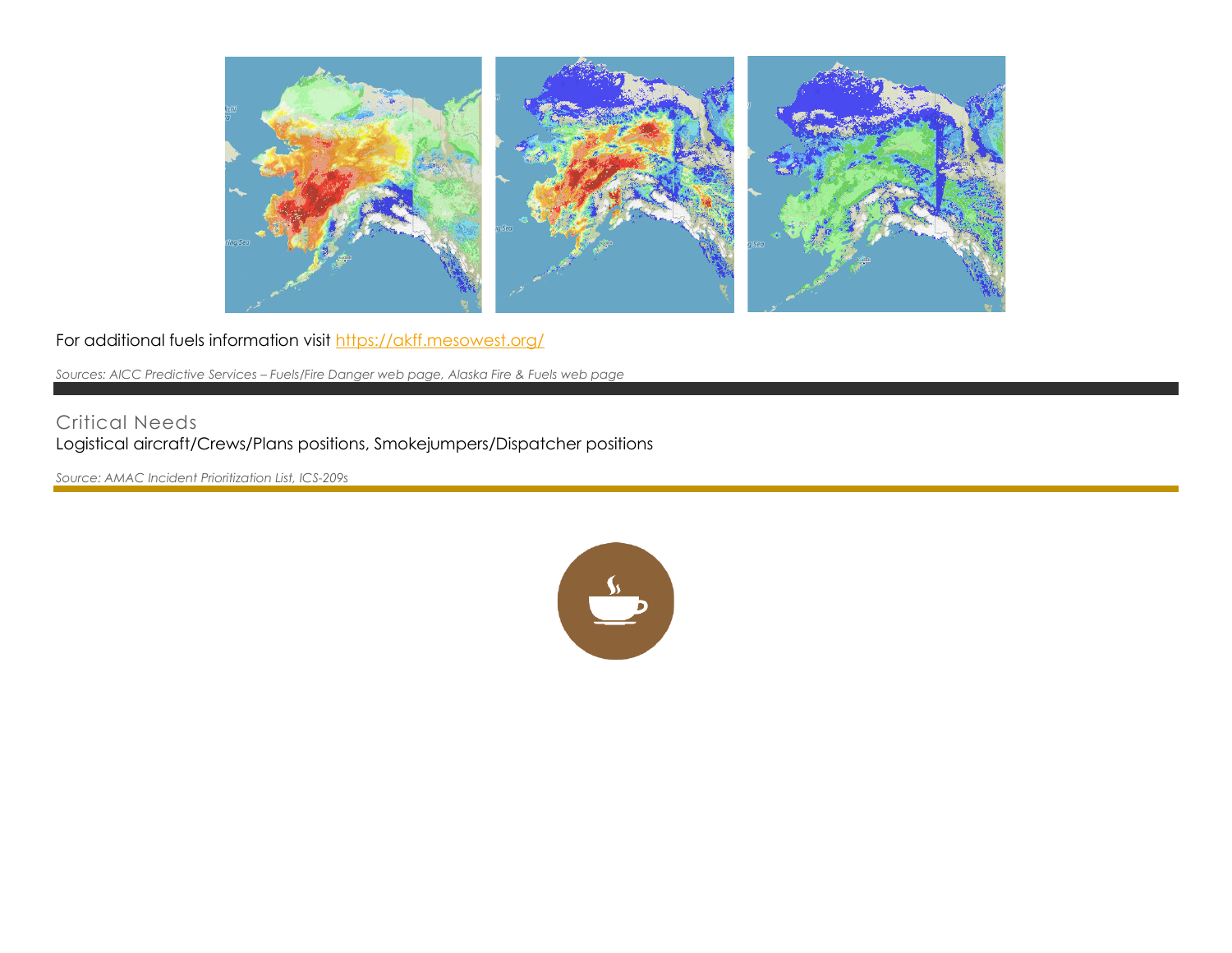For additional fuels information visit [https://akff.mesowest.org/](https://akff.mesowest.org/)

*Sources: AICC Predictive Services – Fuels/Fire Danger web page, Alaska Fire & Fuels web page*

## Critical Needs

Logistical aircraft/Crews/Plans positions, Smokejumpers/Dispatcher positions

*Source: AMAC Incident Prioritization List, ICS-209s*